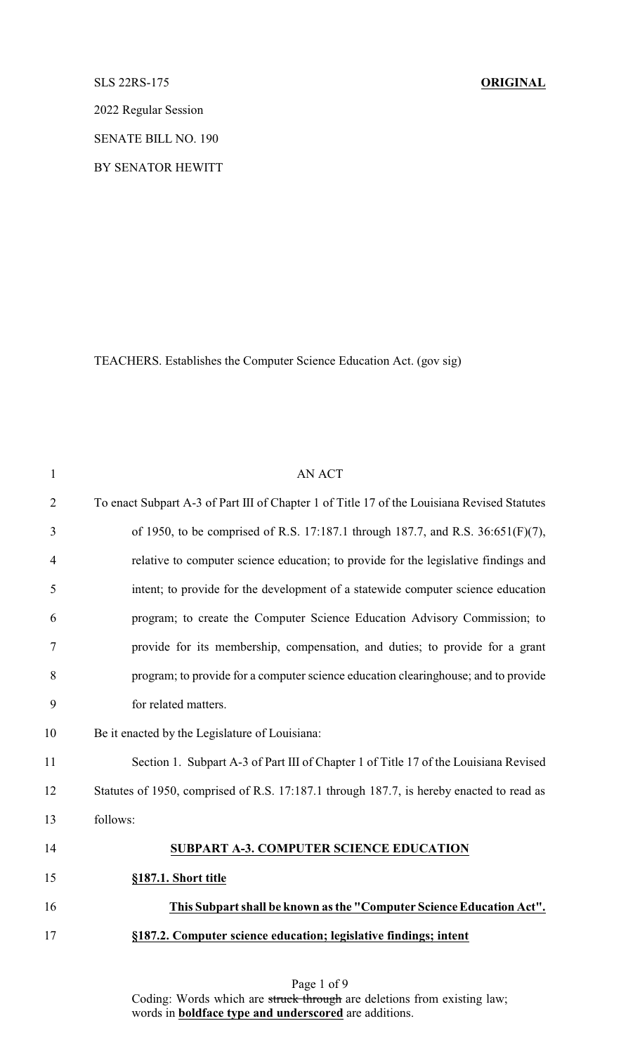SLS 22RS-175 **ORIGINAL**

2022 Regular Session

SENATE BILL NO. 190

BY SENATOR HEWITT

TEACHERS. Establishes the Computer Science Education Act. (gov sig)

AN ACT

To enact Subpart A-3 of Part III of Chapter 1 of Title 17 of the Louisiana Revised Statutes of 1950, to be comprised of R.S. 17:187.1 through 187.7, and R.S. 36:651(F)(7), relative to computer science education; to provide for the legislative findings and intent; to provide for the development of a statewide computer science education program; to create the Computer Science Education Advisory Commission; to provide for its membership, compensation, and duties; to provide for a grant program; to provide for a computer science education clearinghouse; and to provide for related matters.

Be it enacted by the Legislature of Louisiana:

Section 1. Subpart A-3 of Part III of Chapter 1 of Title 17 of the Louisiana Revised Statutes of 1950, comprised of R.S. 17:187.1 through 187.7, is hereby enacted to read as follows:

**SUBPART A-3. COMPUTER SCIENCE EDUCATION**

**§187.1. Short title**

**This Subpart shall be known as the "Computer Science Education Act".**

**§187.2. Computer science education; legislative findings; intent**

Coding: Words which are ~~struck through~~ are deletions from existing law; words in **boldface type and underscored** are additions.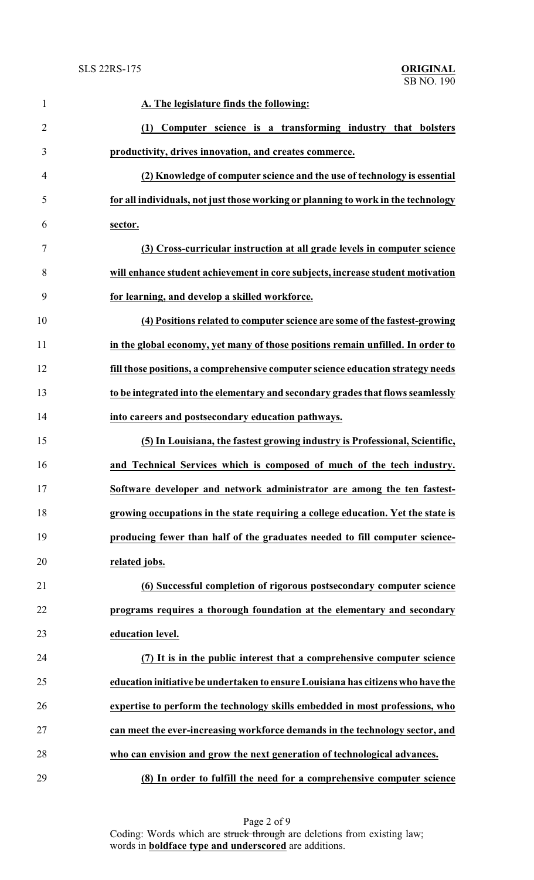**A. The legislature finds the following:**

**(1) Computer science is a transforming industry that bolsters productivity, drives innovation, and creates commerce.**

**(2) Knowledge of computer science and the use of technology is essential for all individuals, not just those working or planning to work in the technology sector.**

**(3) Cross-curricular instruction at all grade levels in computer science will enhance student achievement in core subjects, increase student motivation for learning, and develop a skilled workforce.**

**(4) Positions related to computer science are some of the fastest-growing in the global economy, yet many of those positions remain unfilled. In order to fill those positions, a comprehensive computer science education strategy needs to be integrated into the elementary and secondary grades that flows seamlessly into careers and postsecondary education pathways.**

**(5) In Louisiana, the fastest growing industry is Professional, Scientific, and Technical Services which is composed of much of the tech industry. Software developer and network administrator are among the ten fastest-growing occupations in the state requiring a college education. Yet the state is producing fewer than half of the graduates needed to fill computer science-related jobs.**

**(6) Successful completion of rigorous postsecondary computer science programs requires a thorough foundation at the elementary and secondary education level.**

**(7) It is in the public interest that a comprehensive computer science education initiative be undertaken to ensure Louisiana has citizens who have the expertise to perform the technology skills embedded in most professions, who can meet the ever-increasing workforce demands in the technology sector, and who can envision and grow the next generation of technological advances.**

**(8) In order to fulfill the need for a comprehensive computer science**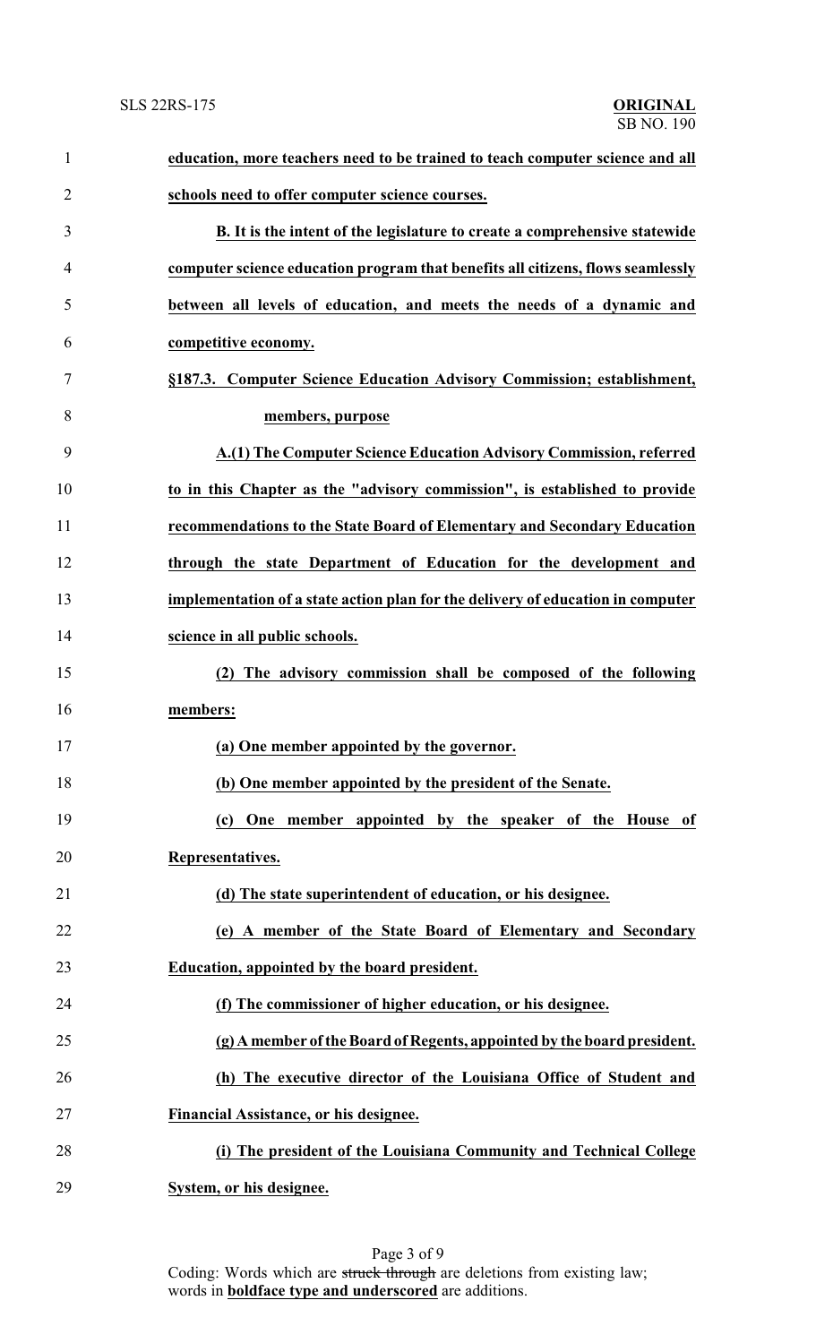**education, more teachers need to be trained to teach computer science and all schools need to offer computer science courses.**

**B. It is the intent of the legislature to create a comprehensive statewide computer science education program that benefits all citizens, flows seamlessly between all levels of education, and meets the needs of a dynamic and competitive economy.**

**§187.3. Computer Science Education Advisory Commission; establishment, members, purpose**

**A.(1) The Computer Science Education Advisory Commission, referred to in this Chapter as the "advisory commission", is established to provide recommendations to the State Board of Elementary and Secondary Education through the state Department of Education for the development and implementation of a state action plan for the delivery of education in computer science in all public schools.**

**(2) The advisory commission shall be composed of the following members:**

**(a) One member appointed by the governor.**

**(b) One member appointed by the president of the Senate.**

**(c) One member appointed by the speaker of the House of Representatives.**

**(d) The state superintendent of education, or his designee.**

**(e) A member of the State Board of Elementary and Secondary Education, appointed by the board president.**

**(f) The commissioner of higher education, or his designee.**

**(g) A member of the Board of Regents, appointed by the board president.**

**(h) The executive director of the Louisiana Office of Student and Financial Assistance, or his designee.**

**(i) The president of the Louisiana Community and Technical College System, or his designee.**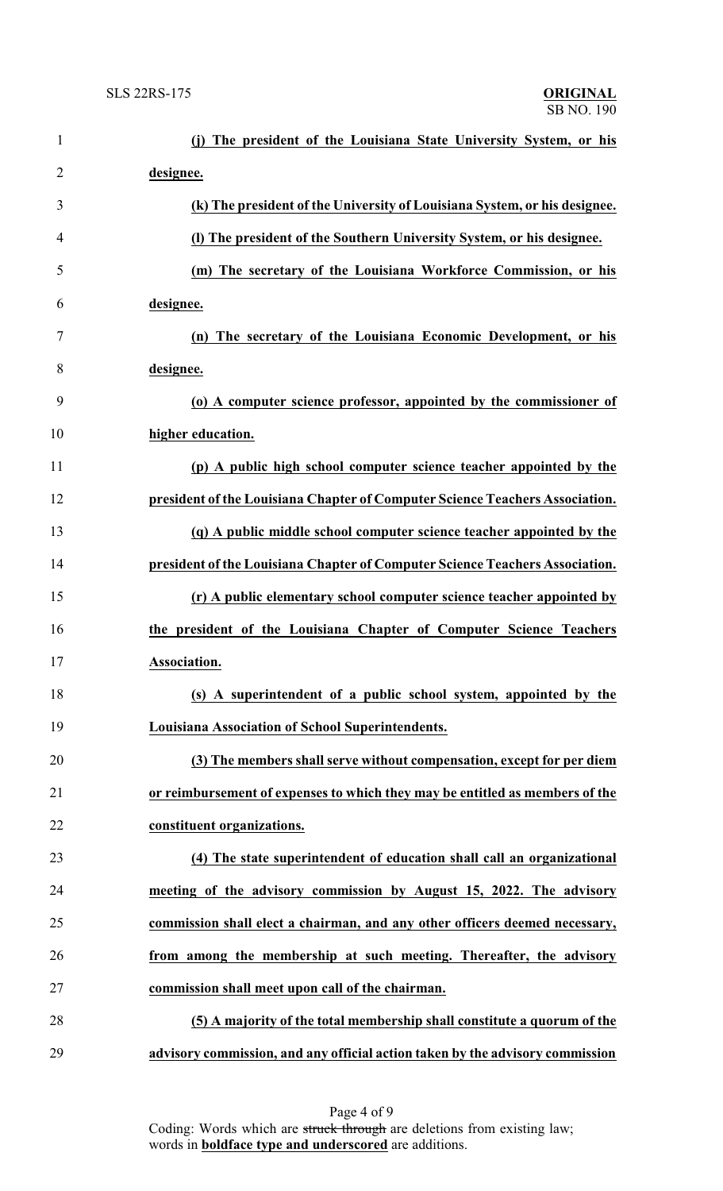**(j) The president of the Louisiana State University System, or his designee.**

**(k) The president of the University of Louisiana System, or his designee.**

**(l) The president of the Southern University System, or his designee.**

**(m) The secretary of the Louisiana Workforce Commission, or his designee.**

**(n) The secretary of the Louisiana Economic Development, or his designee.**

**(o) A computer science professor, appointed by the commissioner of higher education.**

**(p) A public high school computer science teacher appointed by the president of the Louisiana Chapter of Computer Science Teachers Association.**

**(q) A public middle school computer science teacher appointed by the president of the Louisiana Chapter of Computer Science Teachers Association.**

**(r) A public elementary school computer science teacher appointed by the president of the Louisiana Chapter of Computer Science Teachers Association.**

**(s) A superintendent of a public school system, appointed by the Louisiana Association of School Superintendents.**

**(3) The members shall serve without compensation, except for per diem or reimbursement of expenses to which they may be entitled as members of the constituent organizations.**

**(4) The state superintendent of education shall call an organizational meeting of the advisory commission by August 15, 2022. The advisory commission shall elect a chairman, and any other officers deemed necessary, from among the membership at such meeting. Thereafter, the advisory commission shall meet upon call of the chairman.**

**(5) A majority of the total membership shall constitute a quorum of the advisory commission, and any official action taken by the advisory commission**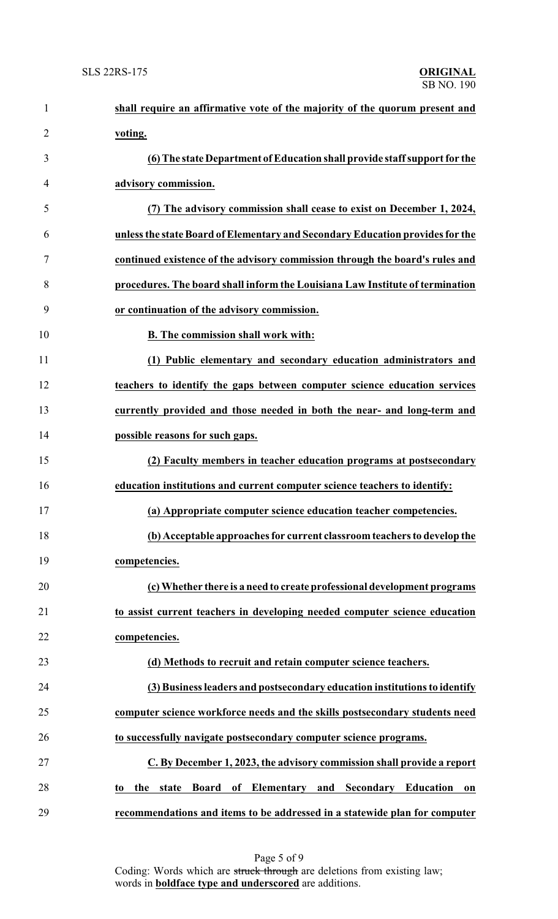**shall require an affirmative vote of the majority of the quorum present and voting.**

**(6) The state Department of Education shall provide staff support for the advisory commission.**

**(7) The advisory commission shall cease to exist on December 1, 2024, unless the state Board of Elementary and Secondary Education provides for the continued existence of the advisory commission through the board's rules and procedures. The board shall inform the Louisiana Law Institute of termination or continuation of the advisory commission.**

**B. The commission shall work with:**

**(1) Public elementary and secondary education administrators and teachers to identify the gaps between computer science education services currently provided and those needed in both the near- and long-term and possible reasons for such gaps.**

**(2) Faculty members in teacher education programs at postsecondary education institutions and current computer science teachers to identify:**

**(a) Appropriate computer science education teacher competencies.**

**(b) Acceptable approaches for current classroom teachers to develop the competencies.**

**(c) Whether there is a need to create professional development programs to assist current teachers in developing needed computer science education competencies.**

**(d) Methods to recruit and retain computer science teachers.**

**(3) Business leaders and postsecondary education institutions to identify computer science workforce needs and the skills postsecondary students need to successfully navigate postsecondary computer science programs.**

**C. By December 1, 2023, the advisory commission shall provide a report to the state Board of Elementary and Secondary Education on recommendations and items to be addressed in a statewide plan for computer**

Coding: Words which are ~~struck through~~ are deletions from existing law; words in **boldface type and underscored** are additions.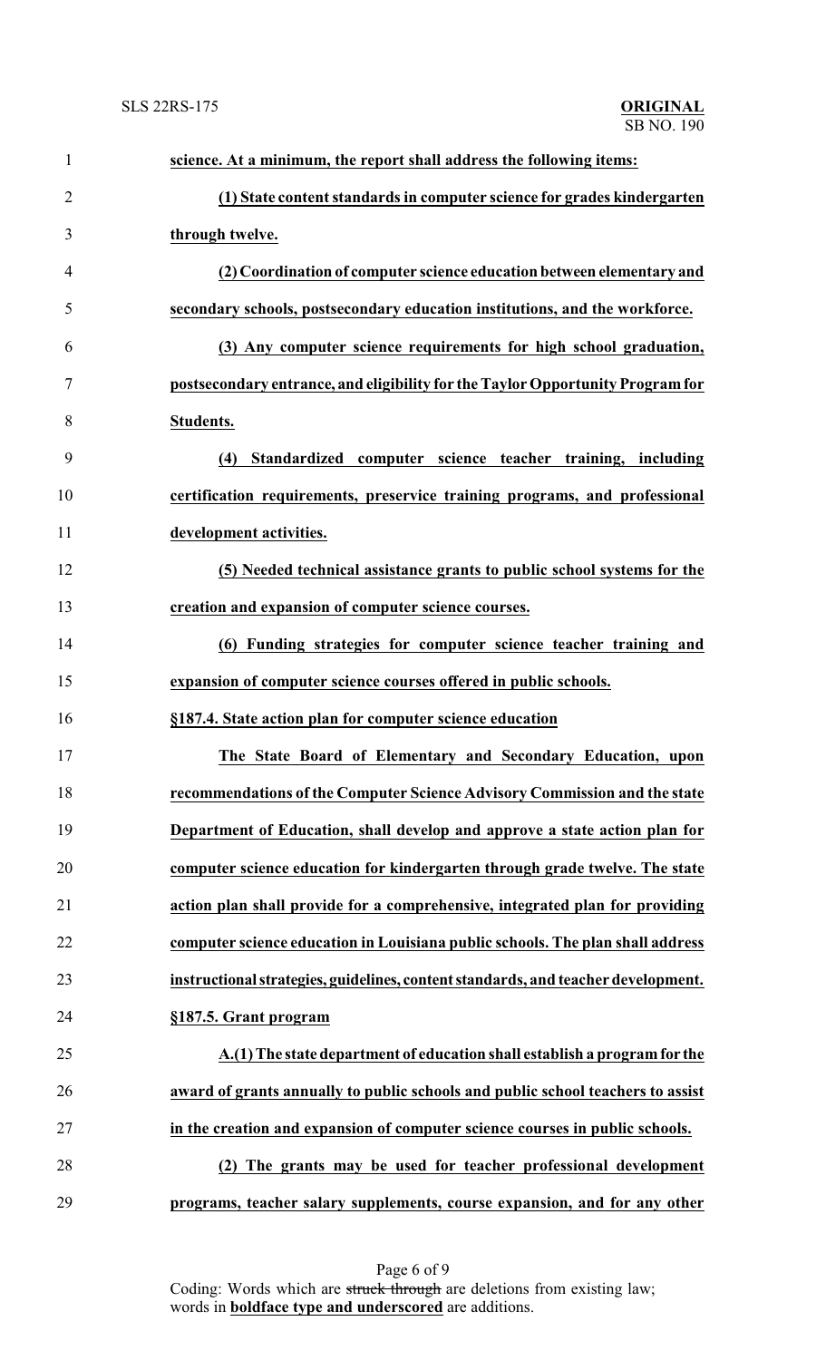**science. At a minimum, the report shall address the following items:**

**(1) State content standards in computer science for grades kindergarten through twelve.**

**(2) Coordination of computer science education between elementary and secondary schools, postsecondary education institutions, and the workforce.**

**(3) Any computer science requirements for high school graduation, postsecondary entrance, and eligibility for the Taylor Opportunity Program for Students.**

**(4) Standardized computer science teacher training, including certification requirements, preservice training programs, and professional development activities.**

**(5) Needed technical assistance grants to public school systems for the creation and expansion of computer science courses.**

**(6) Funding strategies for computer science teacher training and expansion of computer science courses offered in public schools.**

**§187.4. State action plan for computer science education**

**The State Board of Elementary and Secondary Education, upon recommendations of the Computer Science Advisory Commission and the state Department of Education, shall develop and approve a state action plan for computer science education for kindergarten through grade twelve. The state action plan shall provide for a comprehensive, integrated plan for providing computer science education in Louisiana public schools. The plan shall address instructional strategies, guidelines, content standards, and teacher development.**

**§187.5. Grant program**

**A.(1) The state department of education shall establish a program for the award of grants annually to public schools and public school teachers to assist in the creation and expansion of computer science courses in public schools.**

**(2) The grants may be used for teacher professional development programs, teacher salary supplements, course expansion, and for any other**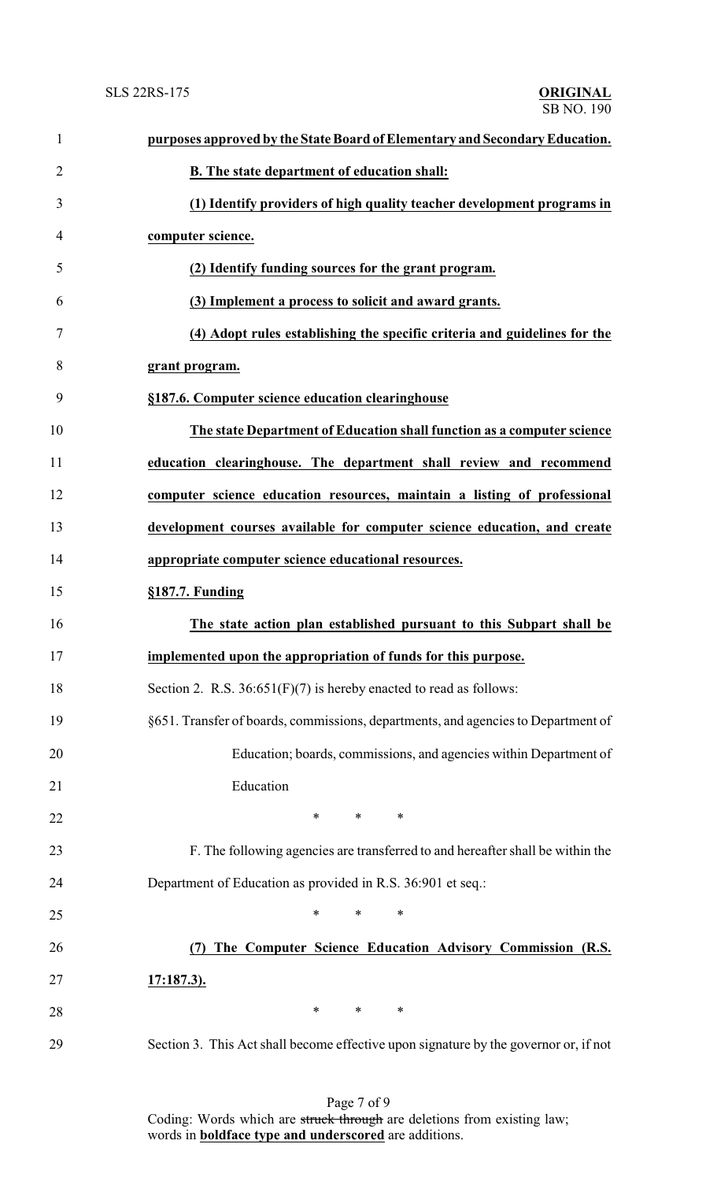**purposes approved by the State Board of Elementary and Secondary Education.**

**B. The state department of education shall:**

**(1) Identify providers of high quality teacher development programs in computer science.**

**(2) Identify funding sources for the grant program.**

**(3) Implement a process to solicit and award grants.**

**(4) Adopt rules establishing the specific criteria and guidelines for the grant program.**

**§187.6. Computer science education clearinghouse**

**The state Department of Education shall function as a computer science education clearinghouse. The department shall review and recommend computer science education resources, maintain a listing of professional development courses available for computer science education, and create appropriate computer science educational resources.**

**§187.7. Funding**

**The state action plan established pursuant to this Subpart shall be implemented upon the appropriation of funds for this purpose.**

Section 2. R.S. 36:651(F)(7) is hereby enacted to read as follows:

§651. Transfer of boards, commissions, departments, and agencies to Department of Education; boards, commissions, and agencies within Department of Education

\* \* \*

F. The following agencies are transferred to and hereafter shall be within the Department of Education as provided in R.S. 36:901 et seq.:

\* \* \*

**(7) The Computer Science Education Advisory Commission (R.S. 17:187.3).**

\* \* \*

Section 3. This Act shall become effective upon signature by the governor or, if not

Coding: Words which are ~~struck through~~ are deletions from existing law; words in **boldface type and underscored** are additions.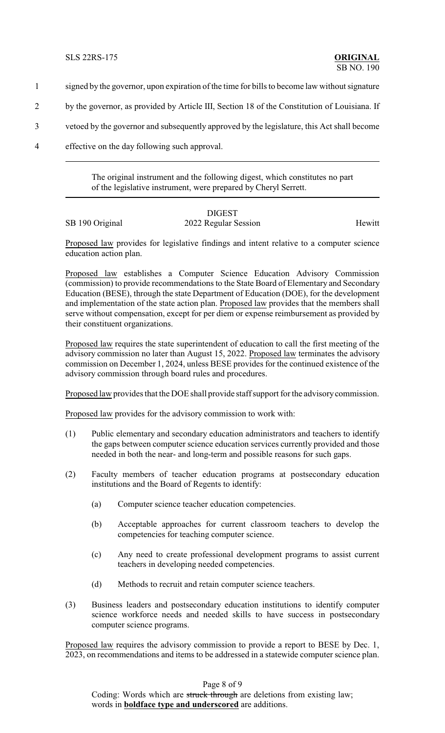signed by the governor, upon expiration of the time for bills to become law without signature by the governor, as provided by Article III, Section 18 of the Constitution of Louisiana. If vetoed by the governor and subsequently approved by the legislature, this Act shall become effective on the day following such approval.

---

The original instrument and the following digest, which constitutes no part of the legislative instrument, were prepared by Cheryl Serrett.

---

DIGEST

SB 190 Original — 2022 Regular Session — Hewitt

Proposed law provides for legislative findings and intent relative to a computer science education action plan.

Proposed law establishes a Computer Science Education Advisory Commission (commission) to provide recommendations to the State Board of Elementary and Secondary Education (BESE), through the state Department of Education (DOE), for the development and implementation of the state action plan. Proposed law provides that the members shall serve without compensation, except for per diem or expense reimbursement as provided by their constituent organizations.

Proposed law requires the state superintendent of education to call the first meeting of the advisory commission no later than August 15, 2022. Proposed law terminates the advisory commission on December 1, 2024, unless BESE provides for the continued existence of the advisory commission through board rules and procedures.

Proposed law provides that the DOE shall provide staff support for the advisory commission.

Proposed law provides for the advisory commission to work with:

(1) Public elementary and secondary education administrators and teachers to identify the gaps between computer science education services currently provided and those needed in both the near- and long-term and possible reasons for such gaps.

(2) Faculty members of teacher education programs at postsecondary education institutions and the Board of Regents to identify:

  (a) Computer science teacher education competencies.

  (b) Acceptable approaches for current classroom teachers to develop the competencies for teaching computer science.

  (c) Any need to create professional development programs to assist current teachers in developing needed competencies.

  (d) Methods to recruit and retain computer science teachers.

(3) Business leaders and postsecondary education institutions to identify computer science workforce needs and needed skills to have success in postsecondary computer science programs.

Proposed law requires the advisory commission to provide a report to BESE by Dec. 1, 2023, on recommendations and items to be addressed in a statewide computer science plan.

Coding: Words which are ~~struck through~~ are deletions from existing law; words in **boldface type and underscored** are additions.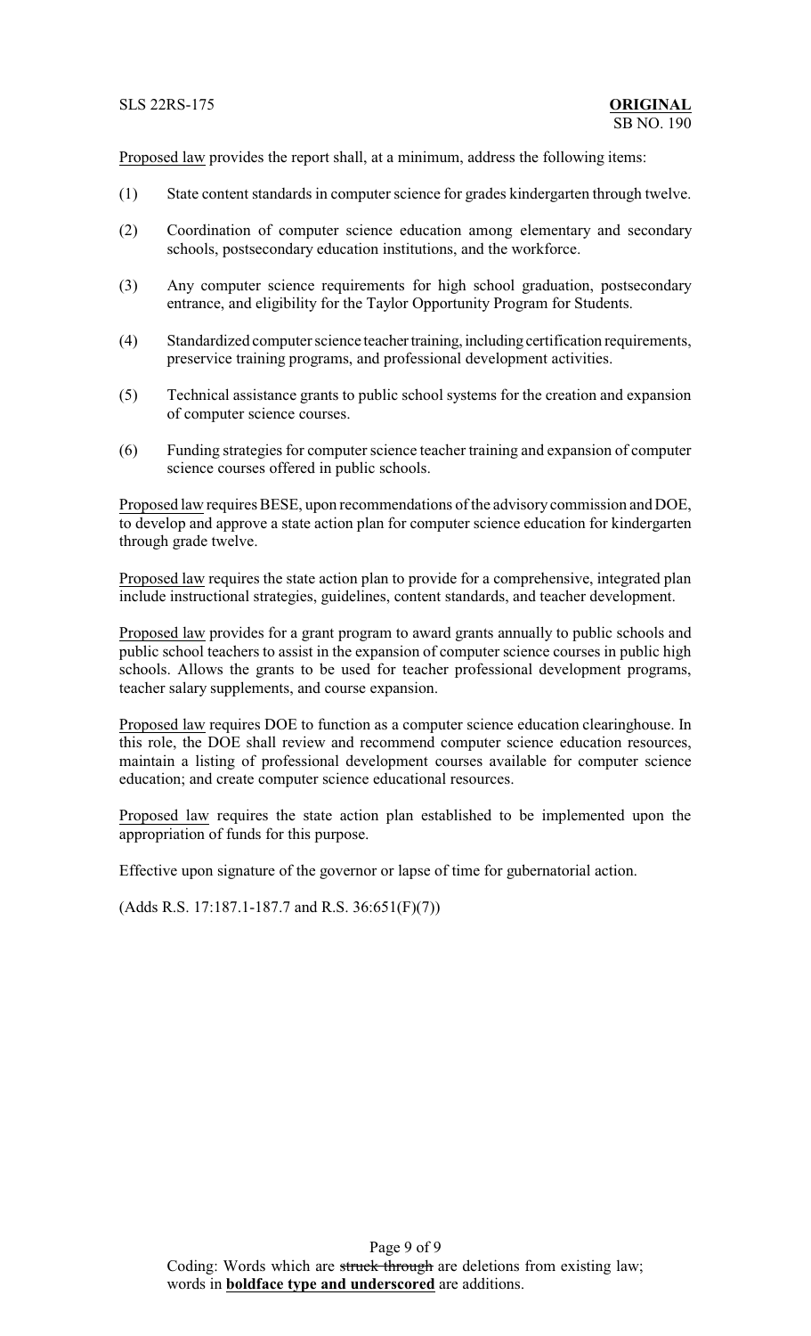Proposed law provides the report shall, at a minimum, address the following items:

(1) State content standards in computer science for grades kindergarten through twelve.

(2) Coordination of computer science education among elementary and secondary schools, postsecondary education institutions, and the workforce.

(3) Any computer science requirements for high school graduation, postsecondary entrance, and eligibility for the Taylor Opportunity Program for Students.

(4) Standardized computer science teacher training, including certification requirements, preservice training programs, and professional development activities.

(5) Technical assistance grants to public school systems for the creation and expansion of computer science courses.

(6) Funding strategies for computer science teacher training and expansion of computer science courses offered in public schools.

Proposed law requires BESE, upon recommendations of the advisory commission and DOE, to develop and approve a state action plan for computer science education for kindergarten through grade twelve.

Proposed law requires the state action plan to provide for a comprehensive, integrated plan include instructional strategies, guidelines, content standards, and teacher development.

Proposed law provides for a grant program to award grants annually to public schools and public school teachers to assist in the expansion of computer science courses in public high schools. Allows the grants to be used for teacher professional development programs, teacher salary supplements, and course expansion.

Proposed law requires DOE to function as a computer science education clearinghouse. In this role, the DOE shall review and recommend computer science education resources, maintain a listing of professional development courses available for computer science education; and create computer science educational resources.

Proposed law requires the state action plan established to be implemented upon the appropriation of funds for this purpose.

Effective upon signature of the governor or lapse of time for gubernatorial action.

(Adds R.S. 17:187.1-187.7 and R.S. 36:651(F)(7))

Coding: Words which are ~~struck through~~ are deletions from existing law; words in **boldface type and underscored** are additions.